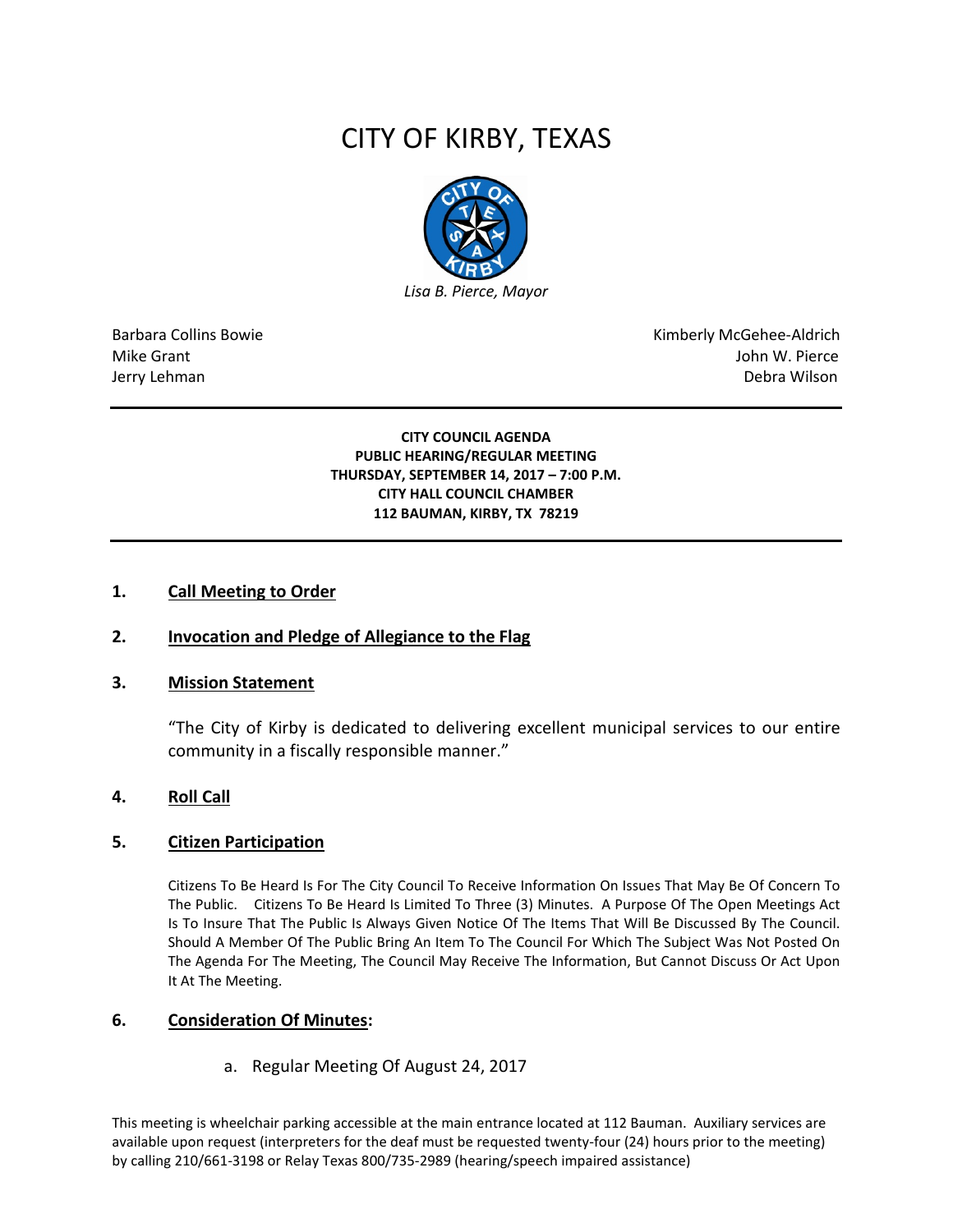# CITY OF KIRBY, TEXAS

*Lisa B. Pierce, Mayor*

Barbara Collins Bowie
Mike Grant
Jerry Lehman

Kimberly McGehee-Aldrich
John W. Pierce
Debra Wilson

**CITY COUNCIL AGENDA**
**PUBLIC HEARING/REGULAR MEETING**
**THURSDAY, SEPTEMBER 14, 2017 – 7:00 P.M.**
**CITY HALL COUNCIL CHAMBER**
**112 BAUMAN, KIRBY, TX 78219**

## 1. Call Meeting to Order

## 2. Invocation and Pledge of Allegiance to the Flag

## 3. Mission Statement

"The City of Kirby is dedicated to delivering excellent municipal services to our entire community in a fiscally responsible manner."

## 4. Roll Call

## 5. Citizen Participation

Citizens To Be Heard Is For The City Council To Receive Information On Issues That May Be Of Concern To The Public. Citizens To Be Heard Is Limited To Three (3) Minutes. A Purpose Of The Open Meetings Act Is To Insure That The Public Is Always Given Notice Of The Items That Will Be Discussed By The Council. Should A Member Of The Public Bring An Item To The Council For Which The Subject Was Not Posted On The Agenda For The Meeting, The Council May Receive The Information, But Cannot Discuss Or Act Upon It At The Meeting.

## 6. Consideration Of Minutes:

a. Regular Meeting Of August 24, 2017

This meeting is wheelchair parking accessible at the main entrance located at 112 Bauman. Auxiliary services are available upon request (interpreters for the deaf must be requested twenty-four (24) hours prior to the meeting) by calling 210/661-3198 or Relay Texas 800/735-2989 (hearing/speech impaired assistance)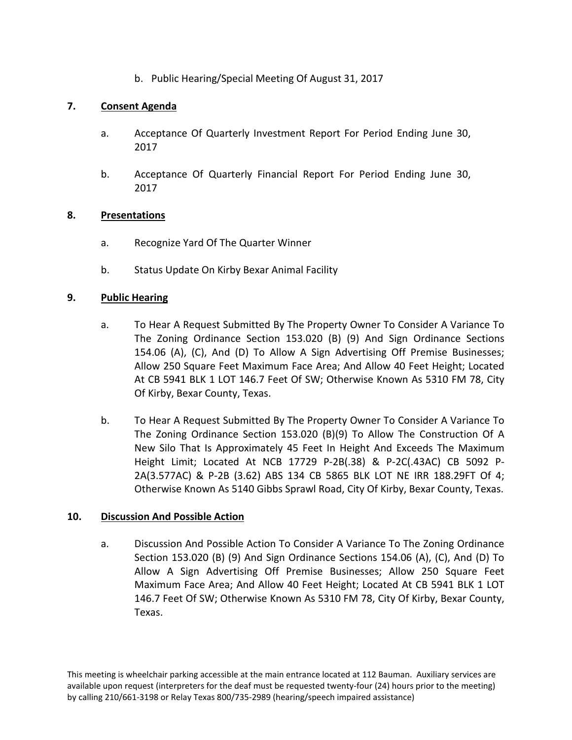b. Public Hearing/Special Meeting Of August 31, 2017

**7. Consent Agenda**

a. Acceptance Of Quarterly Investment Report For Period Ending June 30, 2017

b. Acceptance Of Quarterly Financial Report For Period Ending June 30, 2017

**8. Presentations**

a. Recognize Yard Of The Quarter Winner

b. Status Update On Kirby Bexar Animal Facility

**9. Public Hearing**

a. To Hear A Request Submitted By The Property Owner To Consider A Variance To The Zoning Ordinance Section 153.020 (B) (9) And Sign Ordinance Sections 154.06 (A), (C), And (D) To Allow A Sign Advertising Off Premise Businesses; Allow 250 Square Feet Maximum Face Area; And Allow 40 Feet Height; Located At CB 5941 BLK 1 LOT 146.7 Feet Of SW; Otherwise Known As 5310 FM 78, City Of Kirby, Bexar County, Texas.

b. To Hear A Request Submitted By The Property Owner To Consider A Variance To The Zoning Ordinance Section 153.020 (B)(9) To Allow The Construction Of A New Silo That Is Approximately 45 Feet In Height And Exceeds The Maximum Height Limit; Located At NCB 17729 P-2B(.38) & P-2C(.43AC) CB 5092 P-2A(3.577AC) & P-2B (3.62) ABS 134 CB 5865 BLK LOT NE IRR 188.29FT Of 4; Otherwise Known As 5140 Gibbs Sprawl Road, City Of Kirby, Bexar County, Texas.

**10. Discussion And Possible Action**

a. Discussion And Possible Action To Consider A Variance To The Zoning Ordinance Section 153.020 (B) (9) And Sign Ordinance Sections 154.06 (A), (C), And (D) To Allow A Sign Advertising Off Premise Businesses; Allow 250 Square Feet Maximum Face Area; And Allow 40 Feet Height; Located At CB 5941 BLK 1 LOT 146.7 Feet Of SW; Otherwise Known As 5310 FM 78, City Of Kirby, Bexar County, Texas.

This meeting is wheelchair parking accessible at the main entrance located at 112 Bauman. Auxiliary services are available upon request (interpreters for the deaf must be requested twenty-four (24) hours prior to the meeting) by calling 210/661-3198 or Relay Texas 800/735-2989 (hearing/speech impaired assistance)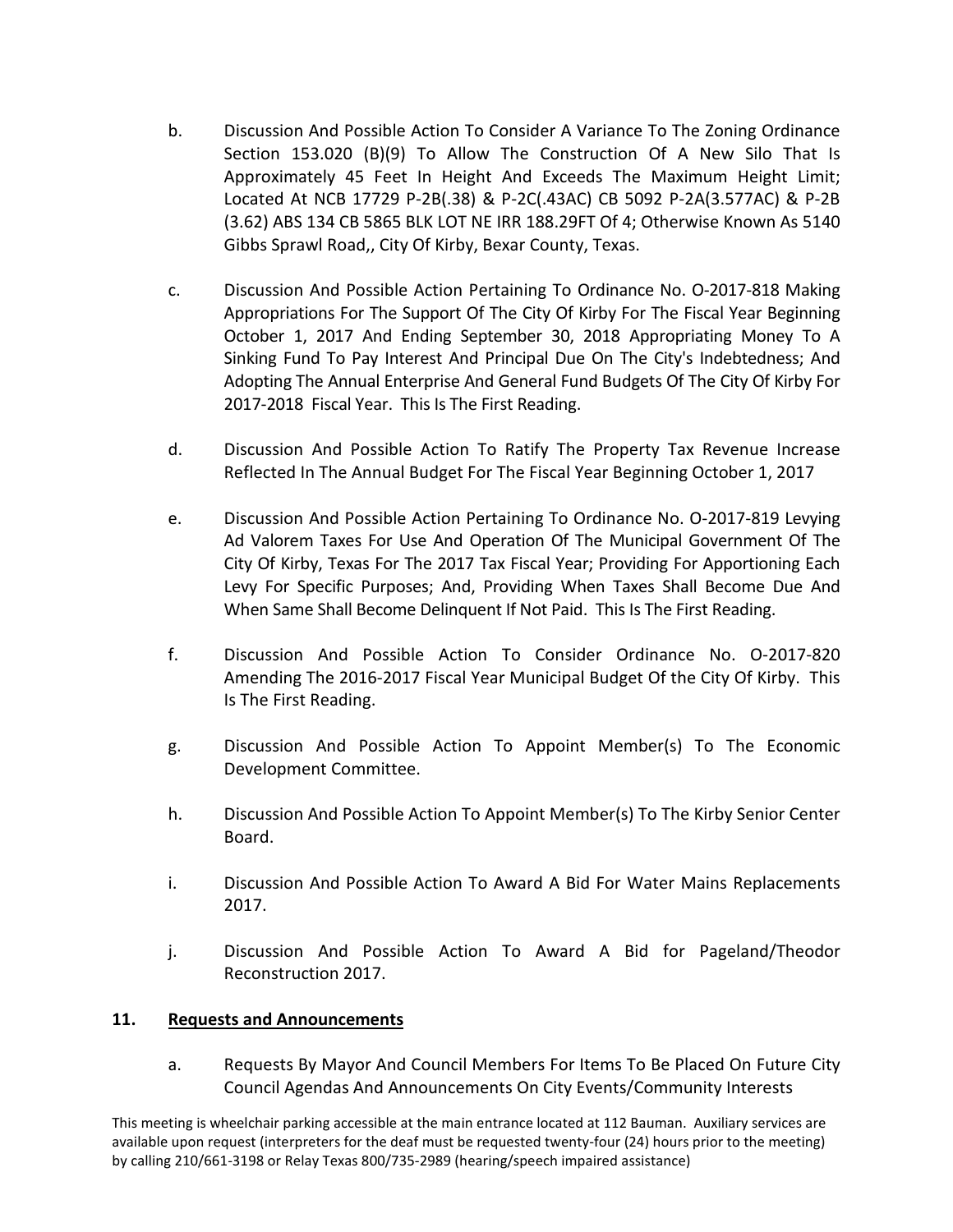b. Discussion And Possible Action To Consider A Variance To The Zoning Ordinance Section 153.020 (B)(9) To Allow The Construction Of A New Silo That Is Approximately 45 Feet In Height And Exceeds The Maximum Height Limit; Located At NCB 17729 P-2B(.38) & P-2C(.43AC) CB 5092 P-2A(3.577AC) & P-2B (3.62) ABS 134 CB 5865 BLK LOT NE IRR 188.29FT Of 4; Otherwise Known As 5140 Gibbs Sprawl Road,, City Of Kirby, Bexar County, Texas.

c. Discussion And Possible Action Pertaining To Ordinance No. O-2017-818 Making Appropriations For The Support Of The City Of Kirby For The Fiscal Year Beginning October 1, 2017 And Ending September 30, 2018 Appropriating Money To A Sinking Fund To Pay Interest And Principal Due On The City's Indebtedness; And Adopting The Annual Enterprise And General Fund Budgets Of The City Of Kirby For 2017-2018 Fiscal Year. This Is The First Reading.

d. Discussion And Possible Action To Ratify The Property Tax Revenue Increase Reflected In The Annual Budget For The Fiscal Year Beginning October 1, 2017

e. Discussion And Possible Action Pertaining To Ordinance No. O-2017-819 Levying Ad Valorem Taxes For Use And Operation Of The Municipal Government Of The City Of Kirby, Texas For The 2017 Tax Fiscal Year; Providing For Apportioning Each Levy For Specific Purposes; And, Providing When Taxes Shall Become Due And When Same Shall Become Delinquent If Not Paid. This Is The First Reading.

f. Discussion And Possible Action To Consider Ordinance No. O-2017-820 Amending The 2016-2017 Fiscal Year Municipal Budget Of the City Of Kirby. This Is The First Reading.

g. Discussion And Possible Action To Appoint Member(s) To The Economic Development Committee.

h. Discussion And Possible Action To Appoint Member(s) To The Kirby Senior Center Board.

i. Discussion And Possible Action To Award A Bid For Water Mains Replacements 2017.

j. Discussion And Possible Action To Award A Bid for Pageland/Theodor Reconstruction 2017.

## 11. Requests and Announcements

a. Requests By Mayor And Council Members For Items To Be Placed On Future City Council Agendas And Announcements On City Events/Community Interests

This meeting is wheelchair parking accessible at the main entrance located at 112 Bauman. Auxiliary services are available upon request (interpreters for the deaf must be requested twenty-four (24) hours prior to the meeting) by calling 210/661-3198 or Relay Texas 800/735-2989 (hearing/speech impaired assistance)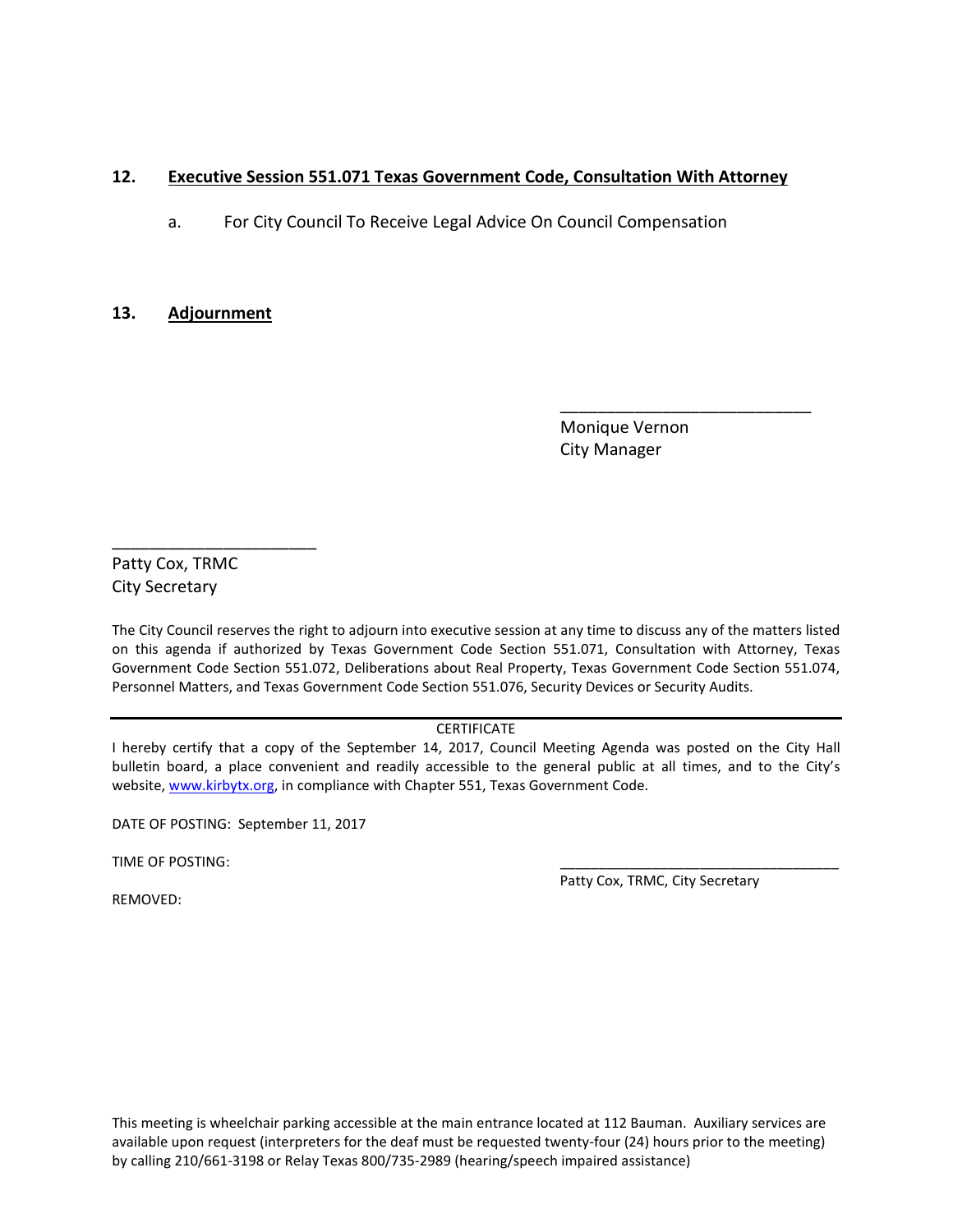**12. Executive Session 551.071 Texas Government Code, Consultation With Attorney**

a. For City Council To Receive Legal Advice On Council Compensation

**13. Adjournment**

\_\_\_\_\_\_\_\_\_\_\_\_\_\_\_\_\_\_\_\_\_\_\_\_\_\_\_\_

Monique Vernon
City Manager

\_\_\_\_\_\_\_\_\_\_\_\_\_\_\_\_\_\_\_\_\_\_\_

Patty Cox, TRMC
City Secretary

The City Council reserves the right to adjourn into executive session at any time to discuss any of the matters listed on this agenda if authorized by Texas Government Code Section 551.071, Consultation with Attorney, Texas Government Code Section 551.072, Deliberations about Real Property, Texas Government Code Section 551.074, Personnel Matters, and Texas Government Code Section 551.076, Security Devices or Security Audits.

---

CERTIFICATE

I hereby certify that a copy of the September 14, 2017, Council Meeting Agenda was posted on the City Hall bulletin board, a place convenient and readily accessible to the general public at all times, and to the City's website, www.kirbytx.org, in compliance with Chapter 551, Texas Government Code.

DATE OF POSTING: September 11, 2017

TIME OF POSTING:

\_\_\_\_\_\_\_\_\_\_\_\_\_\_\_\_\_\_\_\_\_\_\_\_\_\_\_\_\_\_\_\_\_\_\_

Patty Cox, TRMC, City Secretary

REMOVED:

This meeting is wheelchair parking accessible at the main entrance located at 112 Bauman. Auxiliary services are available upon request (interpreters for the deaf must be requested twenty-four (24) hours prior to the meeting) by calling 210/661-3198 or Relay Texas 800/735-2989 (hearing/speech impaired assistance)